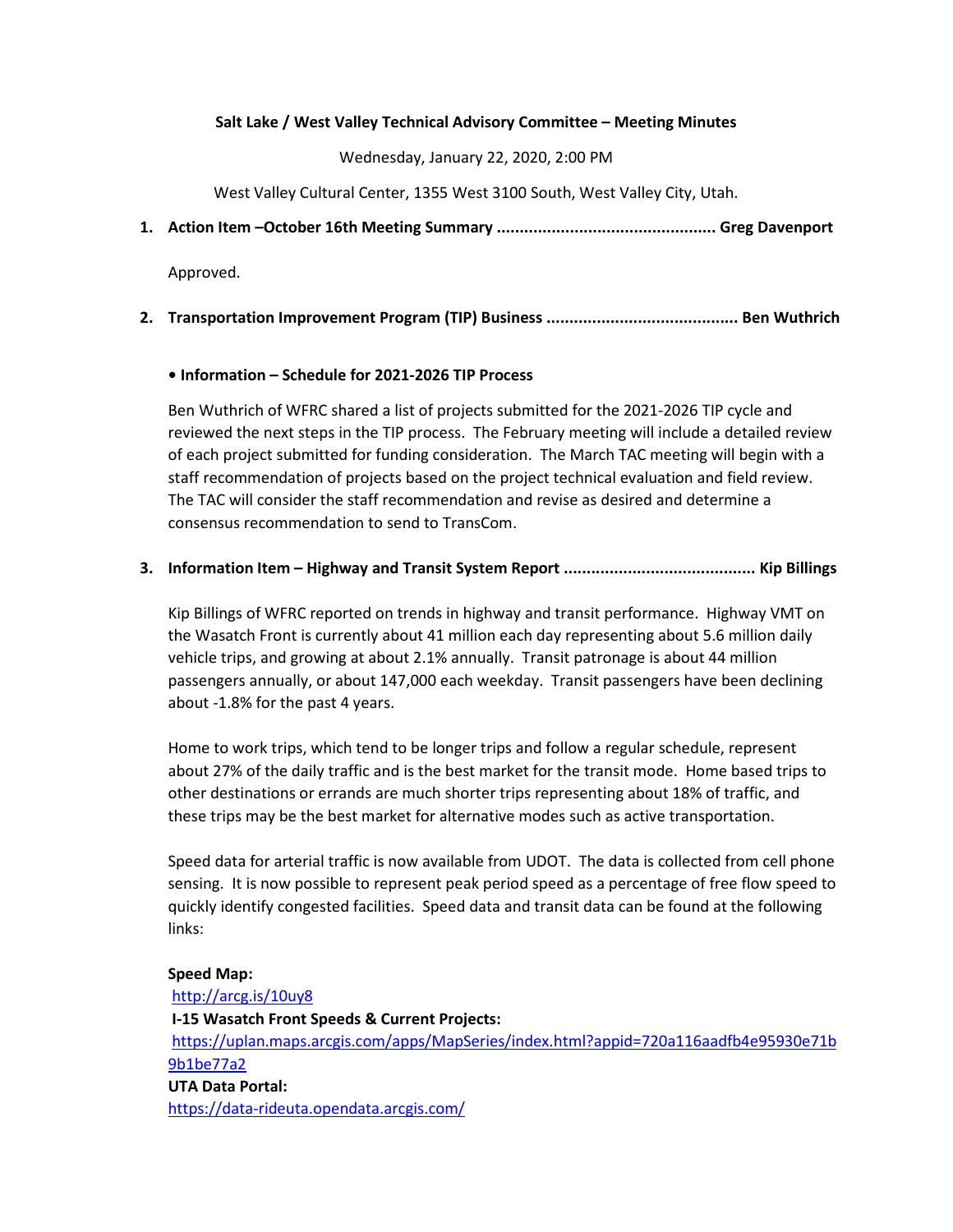**Salt Lake / West Valley Technical Advisory Committee – Meeting Minutes**

Wednesday, January 22, 2020, 2:00 PM

West Valley Cultural Center, 1355 West 3100 South, West Valley City, Utah.

1. **Action Item –October 16th Meeting Summary ............................................... Greg Davenport**

   Approved.

2. **Transportation Improvement Program (TIP) Business ......................................... Ben Wuthrich**

   **• Information – Schedule for 2021-2026 TIP Process**

   Ben Wuthrich of WFRC shared a list of projects submitted for the 2021-2026 TIP cycle and reviewed the next steps in the TIP process. The February meeting will include a detailed review of each project submitted for funding consideration. The March TAC meeting will begin with a staff recommendation of projects based on the project technical evaluation and field review. The TAC will consider the staff recommendation and revise as desired and determine a consensus recommendation to send to TransCom.

3. **Information Item – Highway and Transit System Report ......................................... Kip Billings**

   Kip Billings of WFRC reported on trends in highway and transit performance. Highway VMT on the Wasatch Front is currently about 41 million each day representing about 5.6 million daily vehicle trips, and growing at about 2.1% annually. Transit patronage is about 44 million passengers annually, or about 147,000 each weekday. Transit passengers have been declining about -1.8% for the past 4 years.

   Home to work trips, which tend to be longer trips and follow a regular schedule, represent about 27% of the daily traffic and is the best market for the transit mode. Home based trips to other destinations or errands are much shorter trips representing about 18% of traffic, and these trips may be the best market for alternative modes such as active transportation.

   Speed data for arterial traffic is now available from UDOT. The data is collected from cell phone sensing. It is now possible to represent peak period speed as a percentage of free flow speed to quickly identify congested facilities. Speed data and transit data can be found at the following links:

   **Speed Map:**
   http://arcg.is/10uy8
   **I-15 Wasatch Front Speeds & Current Projects:**
   https://uplan.maps.arcgis.com/apps/MapSeries/index.html?appid=720a116aadfb4e95930e71b9b1be77a2
   **UTA Data Portal:**
   https://data-rideuta.opendata.arcgis.com/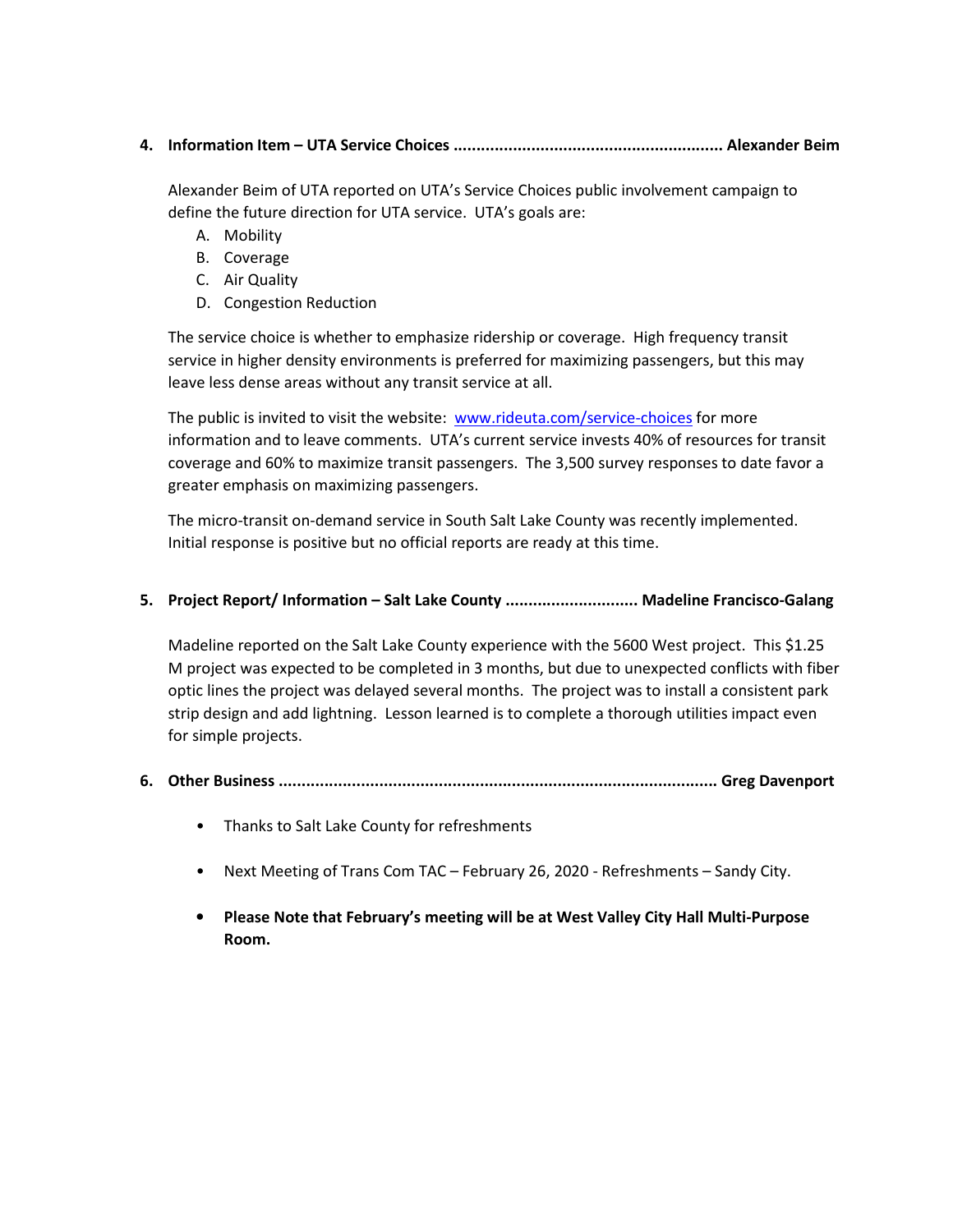**4. Information Item – UTA Service Choices ........................................................... Alexander Beim**

Alexander Beim of UTA reported on UTA's Service Choices public involvement campaign to define the future direction for UTA service. UTA's goals are:

A. Mobility
B. Coverage
C. Air Quality
D. Congestion Reduction

The service choice is whether to emphasize ridership or coverage. High frequency transit service in higher density environments is preferred for maximizing passengers, but this may leave less dense areas without any transit service at all.

The public is invited to visit the website: [www.rideuta.com/service-choices](http://www.rideuta.com/service-choices) for more information and to leave comments. UTA's current service invests 40% of resources for transit coverage and 60% to maximize transit passengers. The 3,500 survey responses to date favor a greater emphasis on maximizing passengers.

The micro-transit on-demand service in South Salt Lake County was recently implemented. Initial response is positive but no official reports are ready at this time.

**5. Project Report/ Information – Salt Lake County ............................ Madeline Francisco-Galang**

Madeline reported on the Salt Lake County experience with the 5600 West project. This $1.25 M project was expected to be completed in 3 months, but due to unexpected conflicts with fiber optic lines the project was delayed several months. The project was to install a consistent park strip design and add lightning. Lesson learned is to complete a thorough utilities impact even for simple projects.

**6. Other Business ............................................................................................... Greg Davenport**

- Thanks to Salt Lake County for refreshments
- Next Meeting of Trans Com TAC – February 26, 2020 - Refreshments – Sandy City.
- **Please Note that February's meeting will be at West Valley City Hall Multi-Purpose Room.**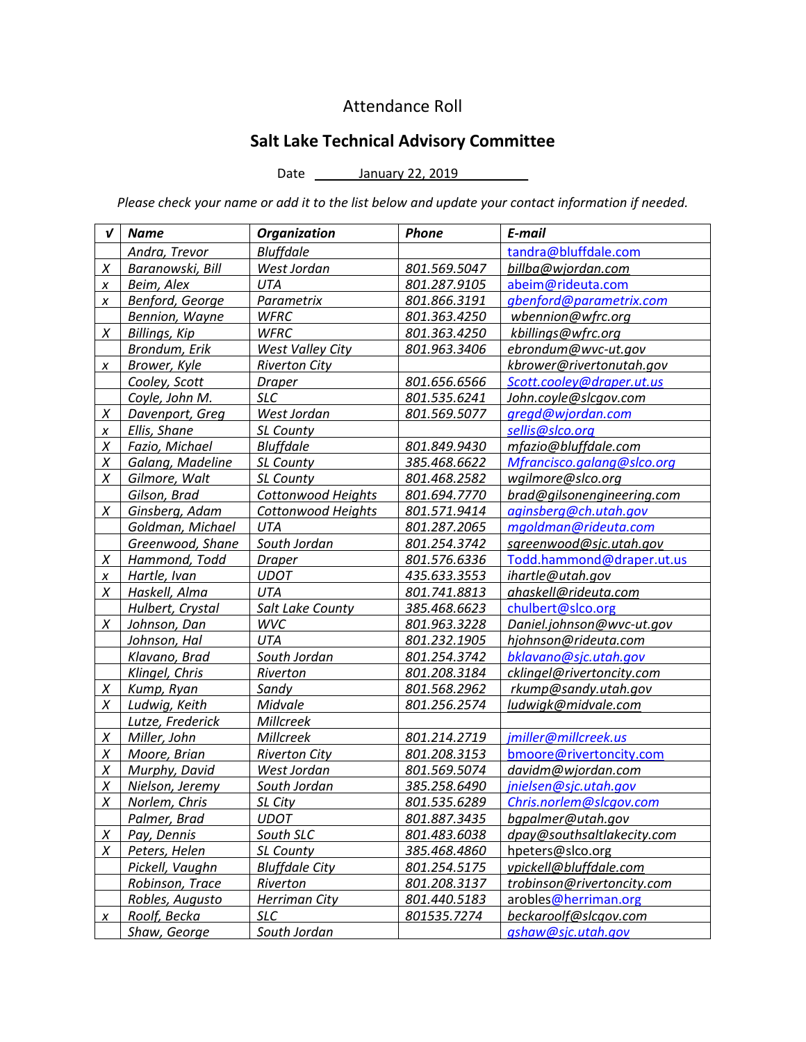Attendance Roll

## Salt Lake Technical Advisory Committee

Date January 22, 2019

*Please check your name or add it to the list below and update your contact information if needed.*

| √ | Name | Organization | Phone | E-mail |
|---|---|---|---|---|
| | Andra, Trevor | Bluffdale | | tandra@bluffdale.com |
| X | Baranowski, Bill | West Jordan | 801.569.5047 | billba@wjordan.com |
| x | Beim, Alex | UTA | 801.287.9105 | abeim@rideuta.com |
| x | Benford, George | Parametrix | 801.866.3191 | gbenford@parametrix.com |
| | Bennion, Wayne | WFRC | 801.363.4250 | wbennion@wfrc.org |
| X | Billings, Kip | WFRC | 801.363.4250 | kbillings@wfrc.org |
| | Brondum, Erik | West Valley City | 801.963.3406 | ebrondum@wvc-ut.gov |
| x | Brower, Kyle | Riverton City | | kbrower@rivertonutah.gov |
| | Cooley, Scott | Draper | 801.656.6566 | Scott.cooley@draper.ut.us |
| | Coyle, John M. | SLC | 801.535.6241 | John.coyle@slcgov.com |
| X | Davenport, Greg | West Jordan | 801.569.5077 | gregd@wjordan.com |
| x | Ellis, Shane | SL County | | sellis@slco.org |
| X | Fazio, Michael | Bluffdale | 801.849.9430 | mfazio@bluffdale.com |
| X | Galang, Madeline | SL County | 385.468.6622 | Mfrancisco.galang@slco.org |
| X | Gilmore, Walt | SL County | 801.468.2582 | wgilmore@slco.org |
| | Gilson, Brad | Cottonwood Heights | 801.694.7770 | brad@gilsonengineering.com |
| X | Ginsberg, Adam | Cottonwood Heights | 801.571.9414 | aginsberg@ch.utah.gov |
| | Goldman, Michael | UTA | 801.287.2065 | mgoldman@rideuta.com |
| | Greenwood, Shane | South Jordan | 801.254.3742 | sgreenwood@sjc.utah.gov |
| X | Hammond, Todd | Draper | 801.576.6336 | Todd.hammond@draper.ut.us |
| x | Hartle, Ivan | UDOT | 435.633.3553 | ihartle@utah.gov |
| X | Haskell, Alma | UTA | 801.741.8813 | ahaskell@rideuta.com |
| | Hulbert, Crystal | Salt Lake County | 385.468.6623 | chulbert@slco.org |
| X | Johnson, Dan | WVC | 801.963.3228 | Daniel.johnson@wvc-ut.gov |
| | Johnson, Hal | UTA | 801.232.1905 | hjohnson@rideuta.com |
| | Klavano, Brad | South Jordan | 801.254.3742 | bklavano@sjc.utah.gov |
| | Klingel, Chris | Riverton | 801.208.3184 | cklingel@rivertoncity.com |
| X | Kump, Ryan | Sandy | 801.568.2962 | rkump@sandy.utah.gov |
| X | Ludwig, Keith | Midvale | 801.256.2574 | ludwigk@midvale.com |
| | Lutze, Frederick | Millcreek | | |
| X | Miller, John | Millcreek | 801.214.2719 | jmiller@millcreek.us |
| X | Moore, Brian | Riverton City | 801.208.3153 | bmoore@rivertoncity.com |
| X | Murphy, David | West Jordan | 801.569.5074 | davidm@wjordan.com |
| X | Nielson, Jeremy | South Jordan | 385.258.6490 | jnielsen@sjc.utah.gov |
| X | Norlem, Chris | SL City | 801.535.6289 | Chris.norlem@slcgov.com |
| | Palmer, Brad | UDOT | 801.887.3435 | bgpalmer@utah.gov |
| X | Pay, Dennis | South SLC | 801.483.6038 | dpay@southsaltlakecity.com |
| X | Peters, Helen | SL County | 385.468.4860 | hpeters@slco.org |
| | Pickell, Vaughn | Bluffdale City | 801.254.5175 | vpickell@bluffdale.com |
| | Robinson, Trace | Riverton | 801.208.3137 | trobinson@rivertoncity.com |
| | Robles, Augusto | Herriman City | 801.440.5183 | arobles@herriman.org |
| x | Roolf, Becka | SLC | 801535.7274 | beckaroolf@slcgov.com |
| | Shaw, George | South Jordan | | gshaw@sjc.utah.gov |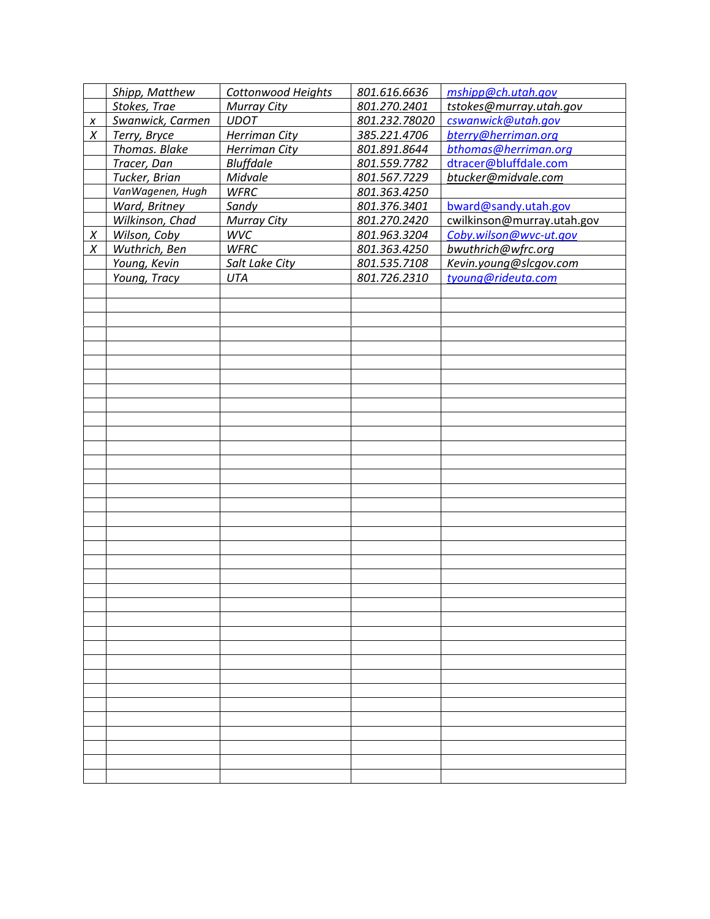| | | | | |
|---|---|---|---|---|
| | *Shipp, Matthew* | *Cottonwood Heights* | *801.616.6636* | *mshipp@ch.utah.gov* |
| | *Stokes, Trae* | *Murray City* | *801.270.2401* | tstokes@murray.utah.gov |
| *x* | *Swanwick, Carmen* | *UDOT* | *801.232.78020* | *cswanwick@utah.gov* |
| *X* | *Terry, Bryce* | *Herriman City* | *385.221.4706* | *bterry@herriman.org* |
| | *Thomas. Blake* | *Herriman City* | *801.891.8644* | *bthomas@herriman.org* |
| | *Tracer, Dan* | *Bluffdale* | *801.559.7782* | dtracer@bluffdale.com |
| | *Tucker, Brian* | *Midvale* | *801.567.7229* | *btucker@midvale.com* |
| | *VanWagenen, Hugh* | *WFRC* | *801.363.4250* | |
| | *Ward, Britney* | *Sandy* | *801.376.3401* | bward@sandy.utah.gov |
| | *Wilkinson, Chad* | *Murray City* | *801.270.2420* | cwilkinson@murray.utah.gov |
| *X* | *Wilson, Coby* | *WVC* | *801.963.3204* | *Coby.wilson@wvc-ut.gov* |
| *X* | *Wuthrich, Ben* | *WFRC* | *801.363.4250* | *bwuthrich@wfrc.org* |
| | *Young, Kevin* | *Salt Lake City* | *801.535.7108* | *Kevin.young@slcgov.com* |
| | *Young, Tracy* | *UTA* | *801.726.2310* | *tyoung@rideuta.com* |